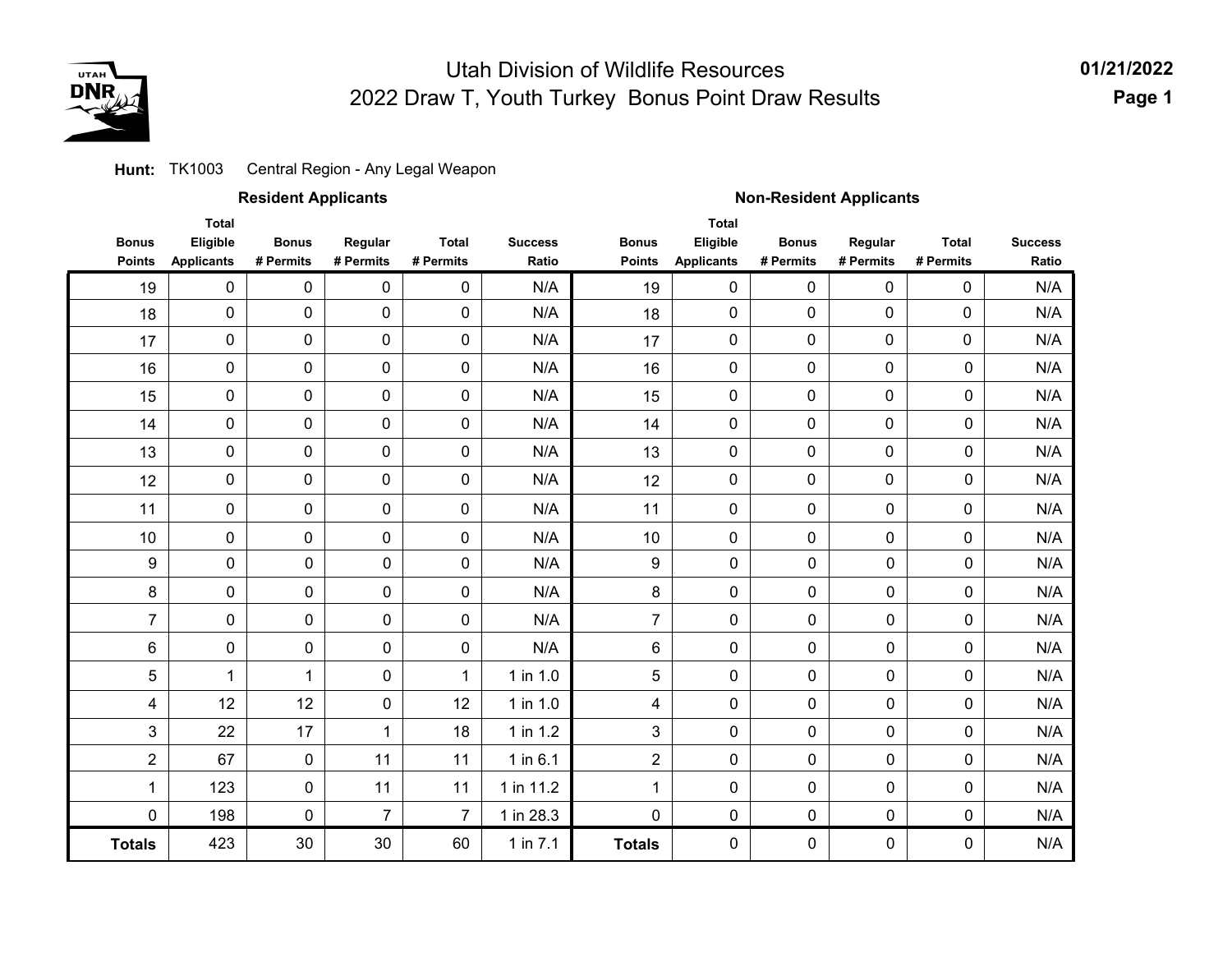# Utah Division of Wildlife Resources
## 2022 Draw T, Youth Turkey Bonus Point Draw Results

01/21/2022

**Hunt:** TK1003 Central Region - Any Legal Weapon

| Resident Applicants | | | | | | Non-Resident Applicants | | | | | |
|---|---|---|---|---|---|---|---|---|---|---|---|
| Bonus Points | Total Eligible Applicants | Bonus # Permits | Regular # Permits | Total # Permits | Success Ratio | Bonus Points | Total Eligible Applicants | Bonus # Permits | Regular # Permits | Total # Permits | Success Ratio |
| 19 | 0 | 0 | 0 | 0 | N/A | 19 | 0 | 0 | 0 | 0 | N/A |
| 18 | 0 | 0 | 0 | 0 | N/A | 18 | 0 | 0 | 0 | 0 | N/A |
| 17 | 0 | 0 | 0 | 0 | N/A | 17 | 0 | 0 | 0 | 0 | N/A |
| 16 | 0 | 0 | 0 | 0 | N/A | 16 | 0 | 0 | 0 | 0 | N/A |
| 15 | 0 | 0 | 0 | 0 | N/A | 15 | 0 | 0 | 0 | 0 | N/A |
| 14 | 0 | 0 | 0 | 0 | N/A | 14 | 0 | 0 | 0 | 0 | N/A |
| 13 | 0 | 0 | 0 | 0 | N/A | 13 | 0 | 0 | 0 | 0 | N/A |
| 12 | 0 | 0 | 0 | 0 | N/A | 12 | 0 | 0 | 0 | 0 | N/A |
| 11 | 0 | 0 | 0 | 0 | N/A | 11 | 0 | 0 | 0 | 0 | N/A |
| 10 | 0 | 0 | 0 | 0 | N/A | 10 | 0 | 0 | 0 | 0 | N/A |
| 9 | 0 | 0 | 0 | 0 | N/A | 9 | 0 | 0 | 0 | 0 | N/A |
| 8 | 0 | 0 | 0 | 0 | N/A | 8 | 0 | 0 | 0 | 0 | N/A |
| 7 | 0 | 0 | 0 | 0 | N/A | 7 | 0 | 0 | 0 | 0 | N/A |
| 6 | 0 | 0 | 0 | 0 | N/A | 6 | 0 | 0 | 0 | 0 | N/A |
| 5 | 1 | 1 | 0 | 1 | 1 in 1.0 | 5 | 0 | 0 | 0 | 0 | N/A |
| 4 | 12 | 12 | 0 | 12 | 1 in 1.0 | 4 | 0 | 0 | 0 | 0 | N/A |
| 3 | 22 | 17 | 1 | 18 | 1 in 1.2 | 3 | 0 | 0 | 0 | 0 | N/A |
| 2 | 67 | 0 | 11 | 11 | 1 in 6.1 | 2 | 0 | 0 | 0 | 0 | N/A |
| 1 | 123 | 0 | 11 | 11 | 1 in 11.2 | 1 | 0 | 0 | 0 | 0 | N/A |
| 0 | 198 | 0 | 7 | 7 | 1 in 28.3 | 0 | 0 | 0 | 0 | 0 | N/A |
| **Totals** | 423 | 30 | 30 | 60 | 1 in 7.1 | **Totals** | 0 | 0 | 0 | 0 | N/A |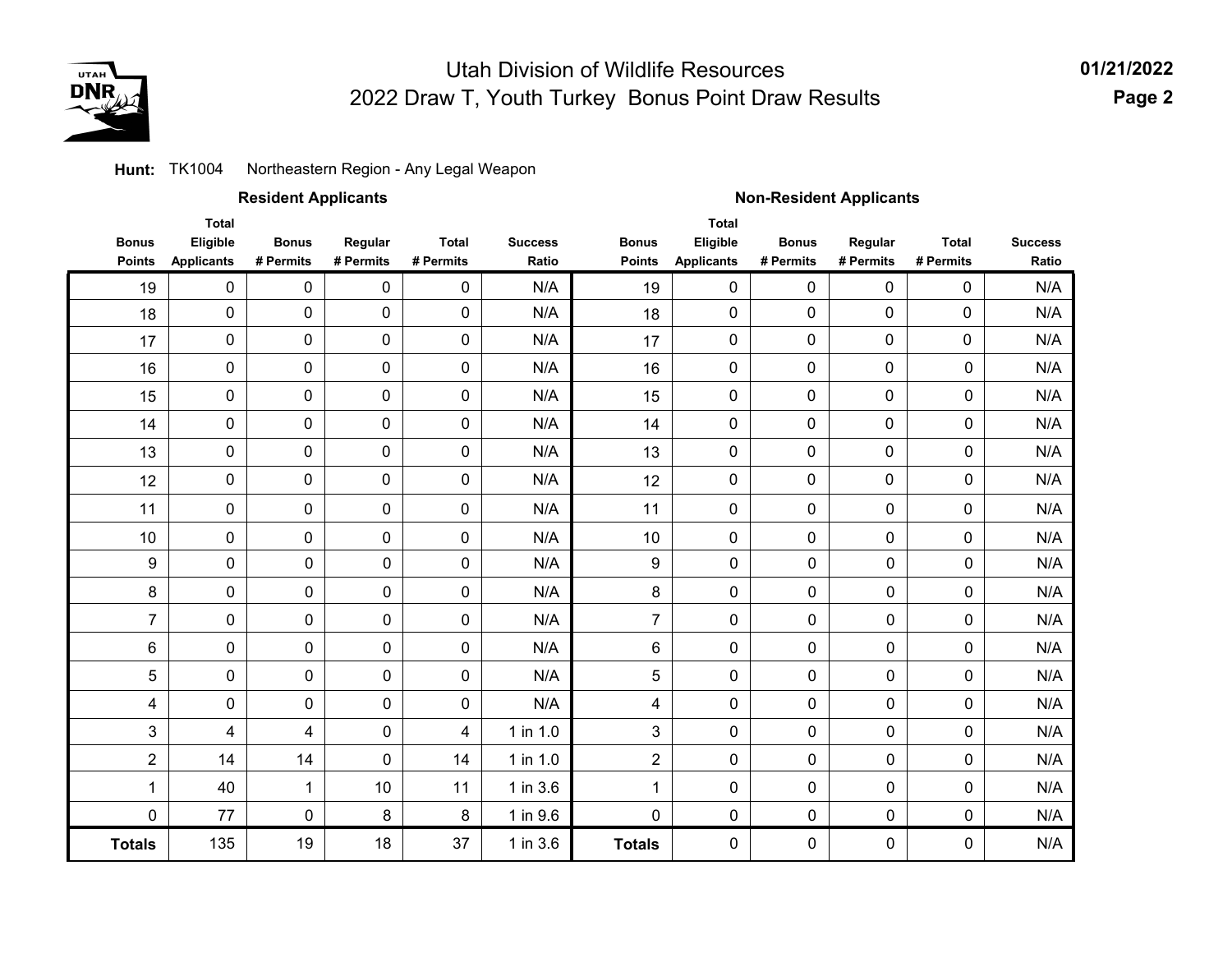# Utah Division of Wildlife Resources
## 2022 Draw T, Youth Turkey Bonus Point Draw Results

**Hunt:** TK1004 Northeastern Region - Any Legal Weapon

| Resident Applicants | | | | | | Non-Resident Applicants | | | | | |
|---|---|---|---|---|---|---|---|---|---|---|---|
| Bonus Points | Total Eligible Applicants | Bonus # Permits | Regular # Permits | Total # Permits | Success Ratio | Bonus Points | Total Eligible Applicants | Bonus # Permits | Regular # Permits | Total # Permits | Success Ratio |
| 19 | 0 | 0 | 0 | 0 | N/A | 19 | 0 | 0 | 0 | 0 | N/A |
| 18 | 0 | 0 | 0 | 0 | N/A | 18 | 0 | 0 | 0 | 0 | N/A |
| 17 | 0 | 0 | 0 | 0 | N/A | 17 | 0 | 0 | 0 | 0 | N/A |
| 16 | 0 | 0 | 0 | 0 | N/A | 16 | 0 | 0 | 0 | 0 | N/A |
| 15 | 0 | 0 | 0 | 0 | N/A | 15 | 0 | 0 | 0 | 0 | N/A |
| 14 | 0 | 0 | 0 | 0 | N/A | 14 | 0 | 0 | 0 | 0 | N/A |
| 13 | 0 | 0 | 0 | 0 | N/A | 13 | 0 | 0 | 0 | 0 | N/A |
| 12 | 0 | 0 | 0 | 0 | N/A | 12 | 0 | 0 | 0 | 0 | N/A |
| 11 | 0 | 0 | 0 | 0 | N/A | 11 | 0 | 0 | 0 | 0 | N/A |
| 10 | 0 | 0 | 0 | 0 | N/A | 10 | 0 | 0 | 0 | 0 | N/A |
| 9 | 0 | 0 | 0 | 0 | N/A | 9 | 0 | 0 | 0 | 0 | N/A |
| 8 | 0 | 0 | 0 | 0 | N/A | 8 | 0 | 0 | 0 | 0 | N/A |
| 7 | 0 | 0 | 0 | 0 | N/A | 7 | 0 | 0 | 0 | 0 | N/A |
| 6 | 0 | 0 | 0 | 0 | N/A | 6 | 0 | 0 | 0 | 0 | N/A |
| 5 | 0 | 0 | 0 | 0 | N/A | 5 | 0 | 0 | 0 | 0 | N/A |
| 4 | 0 | 0 | 0 | 0 | N/A | 4 | 0 | 0 | 0 | 0 | N/A |
| 3 | 4 | 4 | 0 | 4 | 1 in 1.0 | 3 | 0 | 0 | 0 | 0 | N/A |
| 2 | 14 | 14 | 0 | 14 | 1 in 1.0 | 2 | 0 | 0 | 0 | 0 | N/A |
| 1 | 40 | 1 | 10 | 11 | 1 in 3.6 | 1 | 0 | 0 | 0 | 0 | N/A |
| 0 | 77 | 0 | 8 | 8 | 1 in 9.6 | 0 | 0 | 0 | 0 | 0 | N/A |
| **Totals** | 135 | 19 | 18 | 37 | 1 in 3.6 | **Totals** | 0 | 0 | 0 | 0 | N/A |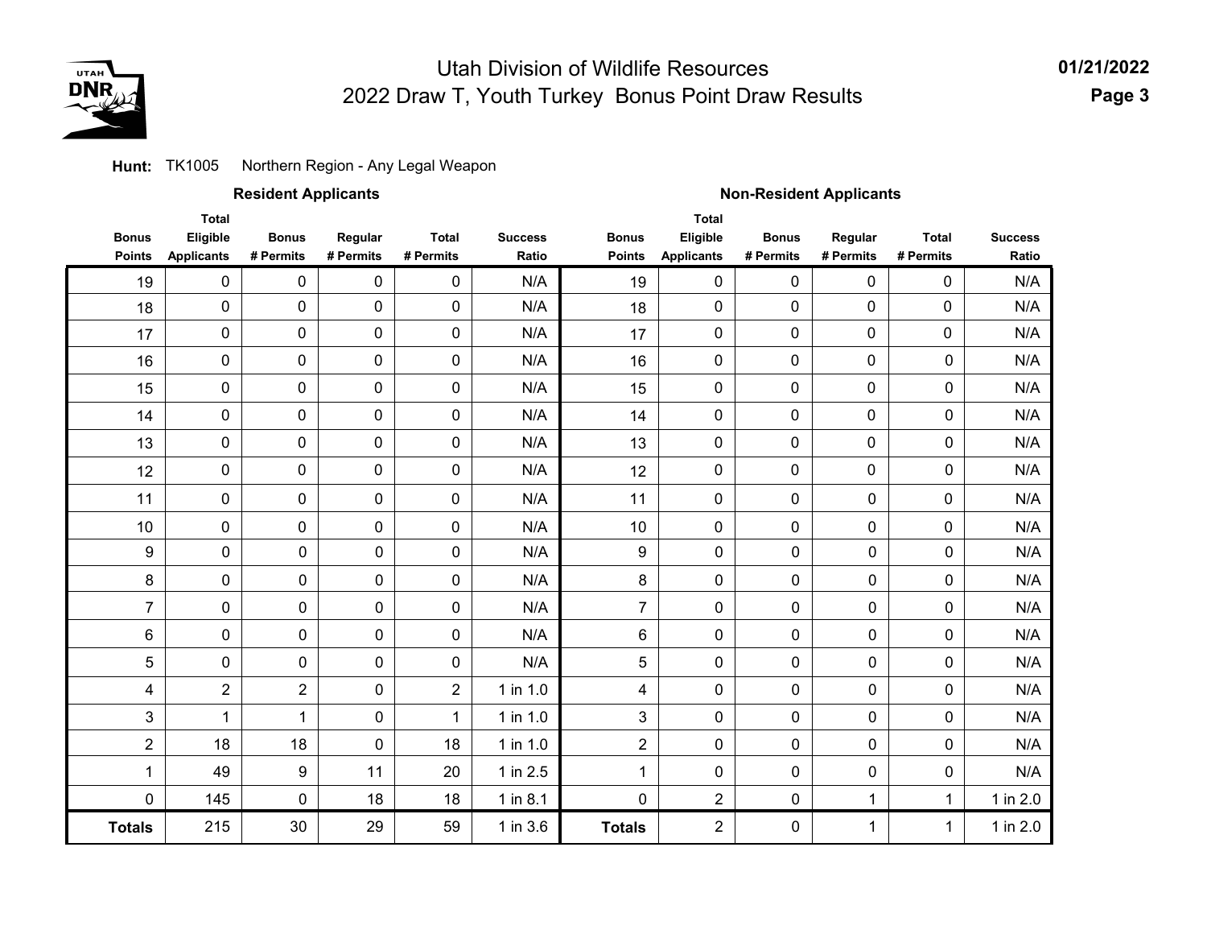# Utah Division of Wildlife Resources
## 2022 Draw T, Youth Turkey Bonus Point Draw Results

01/21/2022

**Hunt:** TK1005 Northern Region - Any Legal Weapon

| Resident Applicants | | | | | | Non-Resident Applicants | | | | | |
|---|---|---|---|---|---|---|---|---|---|---|---|
| Bonus Points | Total Eligible Applicants | Bonus # Permits | Regular # Permits | Total # Permits | Success Ratio | Bonus Points | Total Eligible Applicants | Bonus # Permits | Regular # Permits | Total # Permits | Success Ratio |
| 19 | 0 | 0 | 0 | 0 | N/A | 19 | 0 | 0 | 0 | 0 | N/A |
| 18 | 0 | 0 | 0 | 0 | N/A | 18 | 0 | 0 | 0 | 0 | N/A |
| 17 | 0 | 0 | 0 | 0 | N/A | 17 | 0 | 0 | 0 | 0 | N/A |
| 16 | 0 | 0 | 0 | 0 | N/A | 16 | 0 | 0 | 0 | 0 | N/A |
| 15 | 0 | 0 | 0 | 0 | N/A | 15 | 0 | 0 | 0 | 0 | N/A |
| 14 | 0 | 0 | 0 | 0 | N/A | 14 | 0 | 0 | 0 | 0 | N/A |
| 13 | 0 | 0 | 0 | 0 | N/A | 13 | 0 | 0 | 0 | 0 | N/A |
| 12 | 0 | 0 | 0 | 0 | N/A | 12 | 0 | 0 | 0 | 0 | N/A |
| 11 | 0 | 0 | 0 | 0 | N/A | 11 | 0 | 0 | 0 | 0 | N/A |
| 10 | 0 | 0 | 0 | 0 | N/A | 10 | 0 | 0 | 0 | 0 | N/A |
| 9 | 0 | 0 | 0 | 0 | N/A | 9 | 0 | 0 | 0 | 0 | N/A |
| 8 | 0 | 0 | 0 | 0 | N/A | 8 | 0 | 0 | 0 | 0 | N/A |
| 7 | 0 | 0 | 0 | 0 | N/A | 7 | 0 | 0 | 0 | 0 | N/A |
| 6 | 0 | 0 | 0 | 0 | N/A | 6 | 0 | 0 | 0 | 0 | N/A |
| 5 | 0 | 0 | 0 | 0 | N/A | 5 | 0 | 0 | 0 | 0 | N/A |
| 4 | 2 | 2 | 0 | 2 | 1 in 1.0 | 4 | 0 | 0 | 0 | 0 | N/A |
| 3 | 1 | 1 | 0 | 1 | 1 in 1.0 | 3 | 0 | 0 | 0 | 0 | N/A |
| 2 | 18 | 18 | 0 | 18 | 1 in 1.0 | 2 | 0 | 0 | 0 | 0 | N/A |
| 1 | 49 | 9 | 11 | 20 | 1 in 2.5 | 1 | 0 | 0 | 0 | 0 | N/A |
| 0 | 145 | 0 | 18 | 18 | 1 in 8.1 | 0 | 2 | 0 | 1 | 1 | 1 in 2.0 |
| **Totals** | 215 | 30 | 29 | 59 | 1 in 3.6 | **Totals** | 2 | 0 | 1 | 1 | 1 in 2.0 |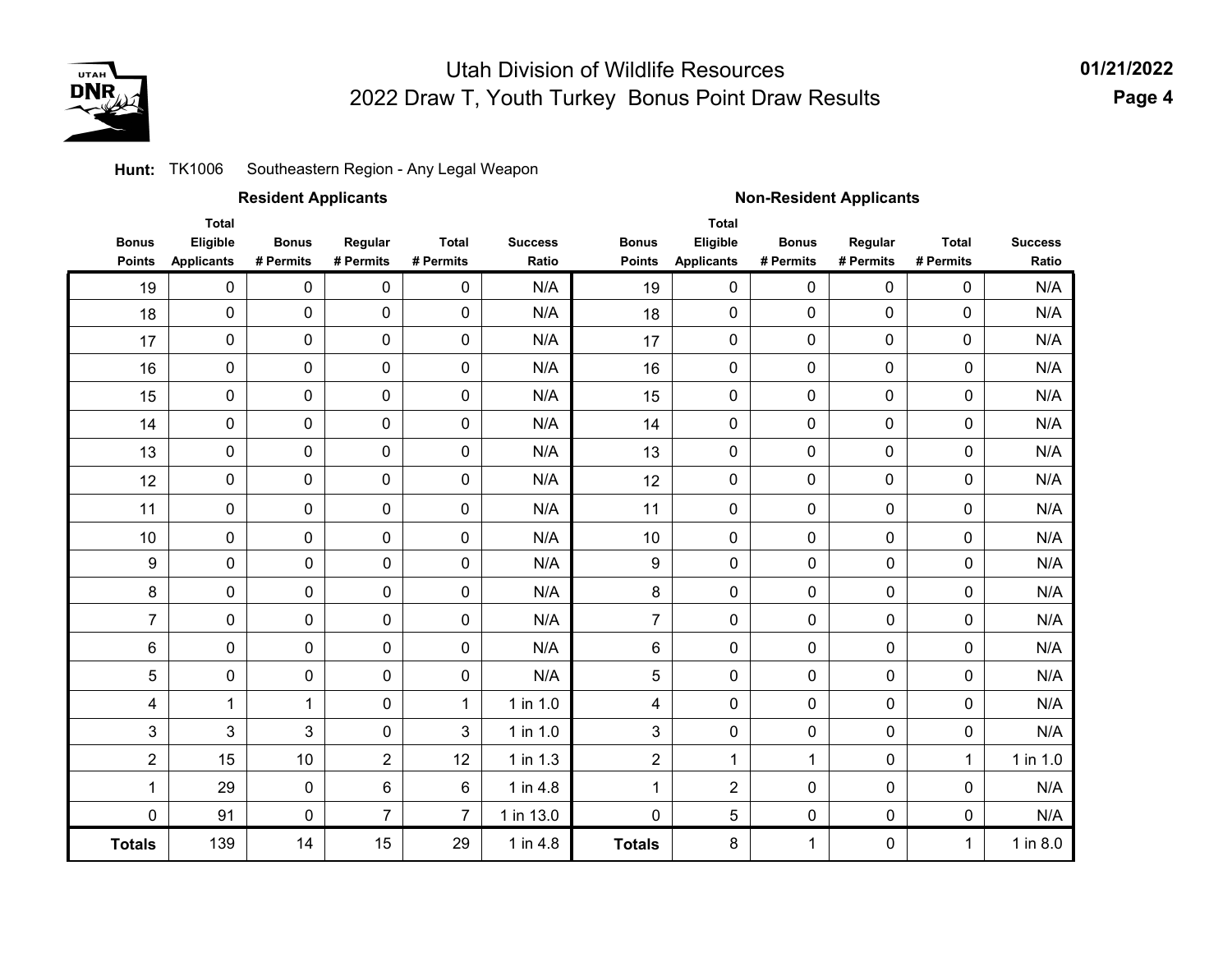# Utah Division of Wildlife Resources
## 2022 Draw T, Youth Turkey Bonus Point Draw Results

01/21/2022

**Hunt:** TK1006 Southeastern Region - Any Legal Weapon

| Resident Applicants | | | | | | Non-Resident Applicants | | | | | |
|---|---|---|---|---|---|---|---|---|---|---|---|
| Bonus Points | Total Eligible Applicants | Bonus # Permits | Regular # Permits | Total # Permits | Success Ratio | Bonus Points | Total Eligible Applicants | Bonus # Permits | Regular # Permits | Total # Permits | Success Ratio |
| 19 | 0 | 0 | 0 | 0 | N/A | 19 | 0 | 0 | 0 | 0 | N/A |
| 18 | 0 | 0 | 0 | 0 | N/A | 18 | 0 | 0 | 0 | 0 | N/A |
| 17 | 0 | 0 | 0 | 0 | N/A | 17 | 0 | 0 | 0 | 0 | N/A |
| 16 | 0 | 0 | 0 | 0 | N/A | 16 | 0 | 0 | 0 | 0 | N/A |
| 15 | 0 | 0 | 0 | 0 | N/A | 15 | 0 | 0 | 0 | 0 | N/A |
| 14 | 0 | 0 | 0 | 0 | N/A | 14 | 0 | 0 | 0 | 0 | N/A |
| 13 | 0 | 0 | 0 | 0 | N/A | 13 | 0 | 0 | 0 | 0 | N/A |
| 12 | 0 | 0 | 0 | 0 | N/A | 12 | 0 | 0 | 0 | 0 | N/A |
| 11 | 0 | 0 | 0 | 0 | N/A | 11 | 0 | 0 | 0 | 0 | N/A |
| 10 | 0 | 0 | 0 | 0 | N/A | 10 | 0 | 0 | 0 | 0 | N/A |
| 9 | 0 | 0 | 0 | 0 | N/A | 9 | 0 | 0 | 0 | 0 | N/A |
| 8 | 0 | 0 | 0 | 0 | N/A | 8 | 0 | 0 | 0 | 0 | N/A |
| 7 | 0 | 0 | 0 | 0 | N/A | 7 | 0 | 0 | 0 | 0 | N/A |
| 6 | 0 | 0 | 0 | 0 | N/A | 6 | 0 | 0 | 0 | 0 | N/A |
| 5 | 0 | 0 | 0 | 0 | N/A | 5 | 0 | 0 | 0 | 0 | N/A |
| 4 | 1 | 1 | 0 | 1 | 1 in 1.0 | 4 | 0 | 0 | 0 | 0 | N/A |
| 3 | 3 | 3 | 0 | 3 | 1 in 1.0 | 3 | 0 | 0 | 0 | 0 | N/A |
| 2 | 15 | 10 | 2 | 12 | 1 in 1.3 | 2 | 1 | 1 | 0 | 1 | 1 in 1.0 |
| 1 | 29 | 0 | 6 | 6 | 1 in 4.8 | 1 | 2 | 0 | 0 | 0 | N/A |
| 0 | 91 | 0 | 7 | 7 | 1 in 13.0 | 0 | 5 | 0 | 0 | 0 | N/A |
| **Totals** | 139 | 14 | 15 | 29 | 1 in 4.8 | **Totals** | 8 | 1 | 0 | 1 | 1 in 8.0 |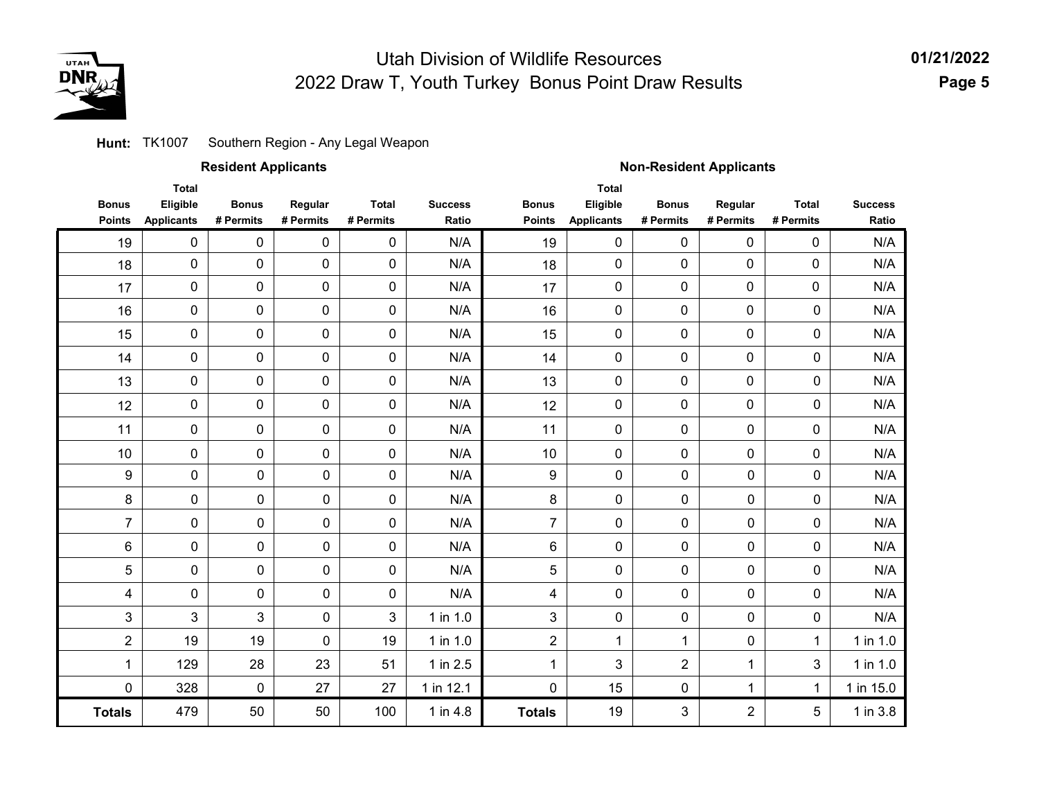# Utah Division of Wildlife Resources
## 2022 Draw T, Youth Turkey Bonus Point Draw Results

01/21/2022

**Hunt:** TK1007 Southern Region - Any Legal Weapon

| Resident Applicants | | | | | | Non-Resident Applicants | | | | | |
|---|---|---|---|---|---|---|---|---|---|---|---|
| Bonus Points | Total Eligible Applicants | Bonus # Permits | Regular # Permits | Total # Permits | Success Ratio | Bonus Points | Total Eligible Applicants | Bonus # Permits | Regular # Permits | Total # Permits | Success Ratio |
| 19 | 0 | 0 | 0 | 0 | N/A | 19 | 0 | 0 | 0 | 0 | N/A |
| 18 | 0 | 0 | 0 | 0 | N/A | 18 | 0 | 0 | 0 | 0 | N/A |
| 17 | 0 | 0 | 0 | 0 | N/A | 17 | 0 | 0 | 0 | 0 | N/A |
| 16 | 0 | 0 | 0 | 0 | N/A | 16 | 0 | 0 | 0 | 0 | N/A |
| 15 | 0 | 0 | 0 | 0 | N/A | 15 | 0 | 0 | 0 | 0 | N/A |
| 14 | 0 | 0 | 0 | 0 | N/A | 14 | 0 | 0 | 0 | 0 | N/A |
| 13 | 0 | 0 | 0 | 0 | N/A | 13 | 0 | 0 | 0 | 0 | N/A |
| 12 | 0 | 0 | 0 | 0 | N/A | 12 | 0 | 0 | 0 | 0 | N/A |
| 11 | 0 | 0 | 0 | 0 | N/A | 11 | 0 | 0 | 0 | 0 | N/A |
| 10 | 0 | 0 | 0 | 0 | N/A | 10 | 0 | 0 | 0 | 0 | N/A |
| 9 | 0 | 0 | 0 | 0 | N/A | 9 | 0 | 0 | 0 | 0 | N/A |
| 8 | 0 | 0 | 0 | 0 | N/A | 8 | 0 | 0 | 0 | 0 | N/A |
| 7 | 0 | 0 | 0 | 0 | N/A | 7 | 0 | 0 | 0 | 0 | N/A |
| 6 | 0 | 0 | 0 | 0 | N/A | 6 | 0 | 0 | 0 | 0 | N/A |
| 5 | 0 | 0 | 0 | 0 | N/A | 5 | 0 | 0 | 0 | 0 | N/A |
| 4 | 0 | 0 | 0 | 0 | N/A | 4 | 0 | 0 | 0 | 0 | N/A |
| 3 | 3 | 3 | 0 | 3 | 1 in 1.0 | 3 | 0 | 0 | 0 | 0 | N/A |
| 2 | 19 | 19 | 0 | 19 | 1 in 1.0 | 2 | 1 | 1 | 0 | 1 | 1 in 1.0 |
| 1 | 129 | 28 | 23 | 51 | 1 in 2.5 | 1 | 3 | 2 | 1 | 3 | 1 in 1.0 |
| 0 | 328 | 0 | 27 | 27 | 1 in 12.1 | 0 | 15 | 0 | 1 | 1 | 1 in 15.0 |
| **Totals** | 479 | 50 | 50 | 100 | 1 in 4.8 | **Totals** | 19 | 3 | 2 | 5 | 1 in 3.8 |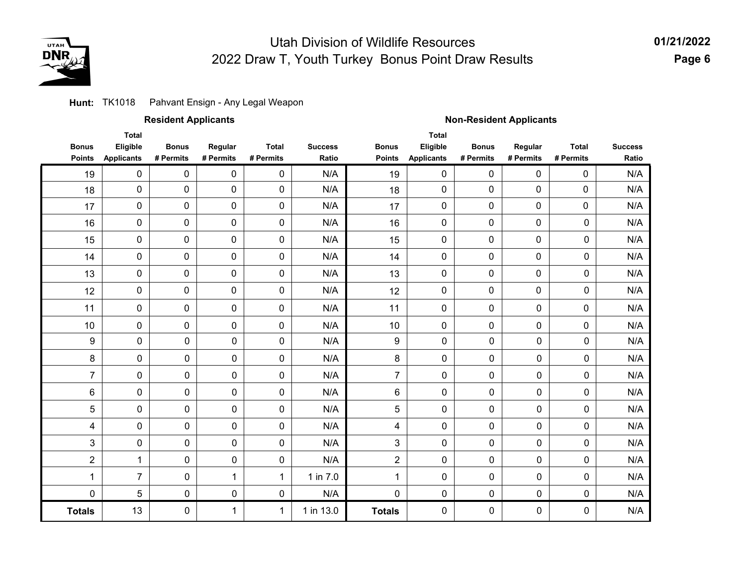# Utah Division of Wildlife Resources
## 2022 Draw T, Youth Turkey Bonus Point Draw Results

**01/21/2022**

**Hunt:** TK1018 Pahvant Ensign - Any Legal Weapon

| Resident Applicants | | | | | | Non-Resident Applicants | | | | | |
|---|---|---|---|---|---|---|---|---|---|---|---|
| **Bonus Points** | **Total Eligible Applicants** | **Bonus # Permits** | **Regular # Permits** | **Total # Permits** | **Success Ratio** | **Bonus Points** | **Total Eligible Applicants** | **Bonus # Permits** | **Regular # Permits** | **Total # Permits** | **Success Ratio** |
| 19 | 0 | 0 | 0 | 0 | N/A | 19 | 0 | 0 | 0 | 0 | N/A |
| 18 | 0 | 0 | 0 | 0 | N/A | 18 | 0 | 0 | 0 | 0 | N/A |
| 17 | 0 | 0 | 0 | 0 | N/A | 17 | 0 | 0 | 0 | 0 | N/A |
| 16 | 0 | 0 | 0 | 0 | N/A | 16 | 0 | 0 | 0 | 0 | N/A |
| 15 | 0 | 0 | 0 | 0 | N/A | 15 | 0 | 0 | 0 | 0 | N/A |
| 14 | 0 | 0 | 0 | 0 | N/A | 14 | 0 | 0 | 0 | 0 | N/A |
| 13 | 0 | 0 | 0 | 0 | N/A | 13 | 0 | 0 | 0 | 0 | N/A |
| 12 | 0 | 0 | 0 | 0 | N/A | 12 | 0 | 0 | 0 | 0 | N/A |
| 11 | 0 | 0 | 0 | 0 | N/A | 11 | 0 | 0 | 0 | 0 | N/A |
| 10 | 0 | 0 | 0 | 0 | N/A | 10 | 0 | 0 | 0 | 0 | N/A |
| 9 | 0 | 0 | 0 | 0 | N/A | 9 | 0 | 0 | 0 | 0 | N/A |
| 8 | 0 | 0 | 0 | 0 | N/A | 8 | 0 | 0 | 0 | 0 | N/A |
| 7 | 0 | 0 | 0 | 0 | N/A | 7 | 0 | 0 | 0 | 0 | N/A |
| 6 | 0 | 0 | 0 | 0 | N/A | 6 | 0 | 0 | 0 | 0 | N/A |
| 5 | 0 | 0 | 0 | 0 | N/A | 5 | 0 | 0 | 0 | 0 | N/A |
| 4 | 0 | 0 | 0 | 0 | N/A | 4 | 0 | 0 | 0 | 0 | N/A |
| 3 | 0 | 0 | 0 | 0 | N/A | 3 | 0 | 0 | 0 | 0 | N/A |
| 2 | 1 | 0 | 0 | 0 | N/A | 2 | 0 | 0 | 0 | 0 | N/A |
| 1 | 7 | 0 | 1 | 1 | 1 in 7.0 | 1 | 0 | 0 | 0 | 0 | N/A |
| 0 | 5 | 0 | 0 | 0 | N/A | 0 | 0 | 0 | 0 | 0 | N/A |
| **Totals** | 13 | 0 | 1 | 1 | 1 in 13.0 | **Totals** | 0 | 0 | 0 | 0 | N/A |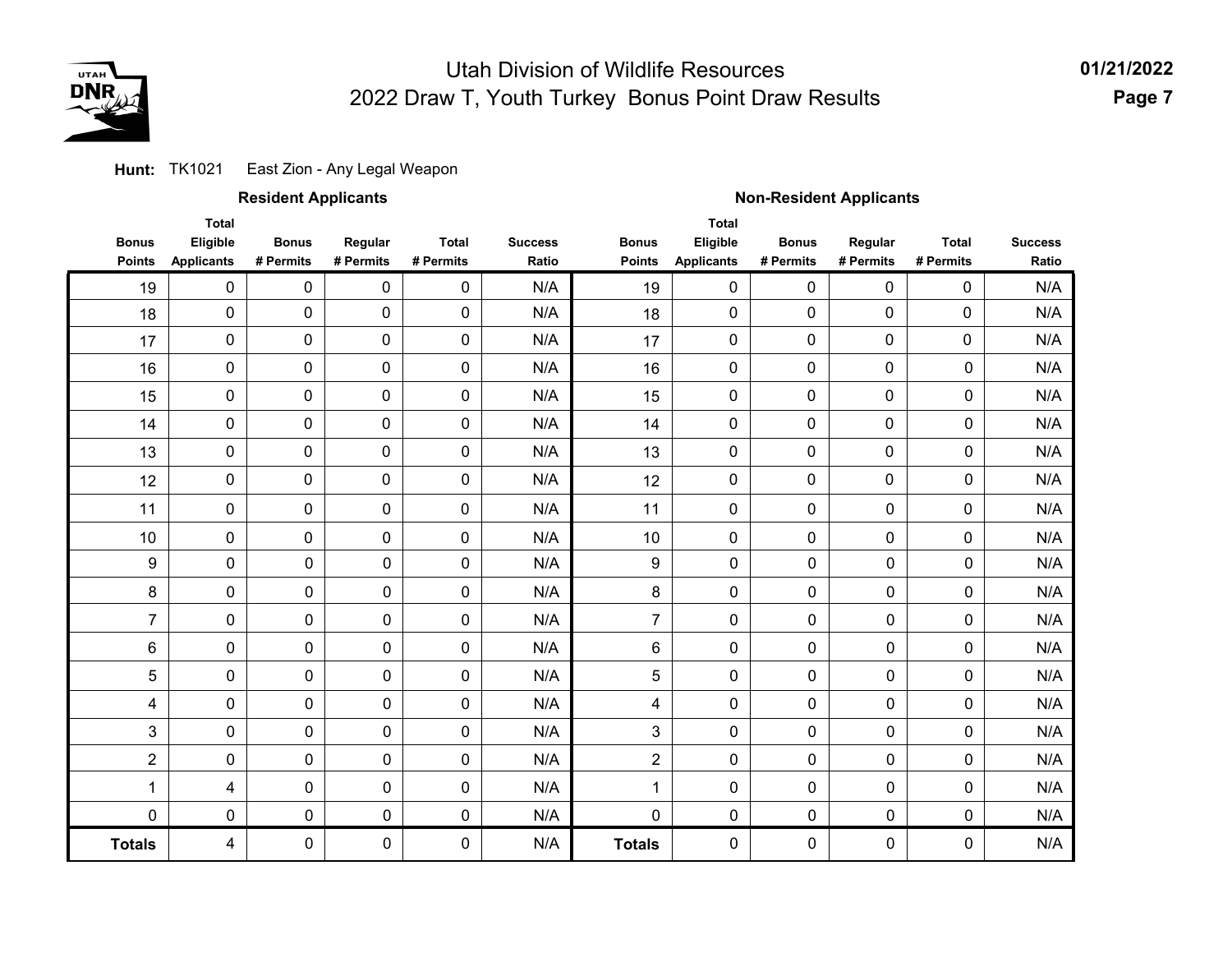# Utah Division of Wildlife Resources
## 2022 Draw T, Youth Turkey Bonus Point Draw Results

**01/21/2022**

**Hunt:** TK1021 East Zion - Any Legal Weapon

| Resident Applicants | | | | | | Non-Resident Applicants | | | | | |
|---|---|---|---|---|---|---|---|---|---|---|---|
| Bonus Points | Total Eligible Applicants | Bonus # Permits | Regular # Permits | Total # Permits | Success Ratio | Bonus Points | Total Eligible Applicants | Bonus # Permits | Regular # Permits | Total # Permits | Success Ratio |
| 19 | 0 | 0 | 0 | 0 | N/A | 19 | 0 | 0 | 0 | 0 | N/A |
| 18 | 0 | 0 | 0 | 0 | N/A | 18 | 0 | 0 | 0 | 0 | N/A |
| 17 | 0 | 0 | 0 | 0 | N/A | 17 | 0 | 0 | 0 | 0 | N/A |
| 16 | 0 | 0 | 0 | 0 | N/A | 16 | 0 | 0 | 0 | 0 | N/A |
| 15 | 0 | 0 | 0 | 0 | N/A | 15 | 0 | 0 | 0 | 0 | N/A |
| 14 | 0 | 0 | 0 | 0 | N/A | 14 | 0 | 0 | 0 | 0 | N/A |
| 13 | 0 | 0 | 0 | 0 | N/A | 13 | 0 | 0 | 0 | 0 | N/A |
| 12 | 0 | 0 | 0 | 0 | N/A | 12 | 0 | 0 | 0 | 0 | N/A |
| 11 | 0 | 0 | 0 | 0 | N/A | 11 | 0 | 0 | 0 | 0 | N/A |
| 10 | 0 | 0 | 0 | 0 | N/A | 10 | 0 | 0 | 0 | 0 | N/A |
| 9 | 0 | 0 | 0 | 0 | N/A | 9 | 0 | 0 | 0 | 0 | N/A |
| 8 | 0 | 0 | 0 | 0 | N/A | 8 | 0 | 0 | 0 | 0 | N/A |
| 7 | 0 | 0 | 0 | 0 | N/A | 7 | 0 | 0 | 0 | 0 | N/A |
| 6 | 0 | 0 | 0 | 0 | N/A | 6 | 0 | 0 | 0 | 0 | N/A |
| 5 | 0 | 0 | 0 | 0 | N/A | 5 | 0 | 0 | 0 | 0 | N/A |
| 4 | 0 | 0 | 0 | 0 | N/A | 4 | 0 | 0 | 0 | 0 | N/A |
| 3 | 0 | 0 | 0 | 0 | N/A | 3 | 0 | 0 | 0 | 0 | N/A |
| 2 | 0 | 0 | 0 | 0 | N/A | 2 | 0 | 0 | 0 | 0 | N/A |
| 1 | 4 | 0 | 0 | 0 | N/A | 1 | 0 | 0 | 0 | 0 | N/A |
| 0 | 0 | 0 | 0 | 0 | N/A | 0 | 0 | 0 | 0 | 0 | N/A |
| **Totals** | 4 | 0 | 0 | 0 | N/A | **Totals** | 0 | 0 | 0 | 0 | N/A |